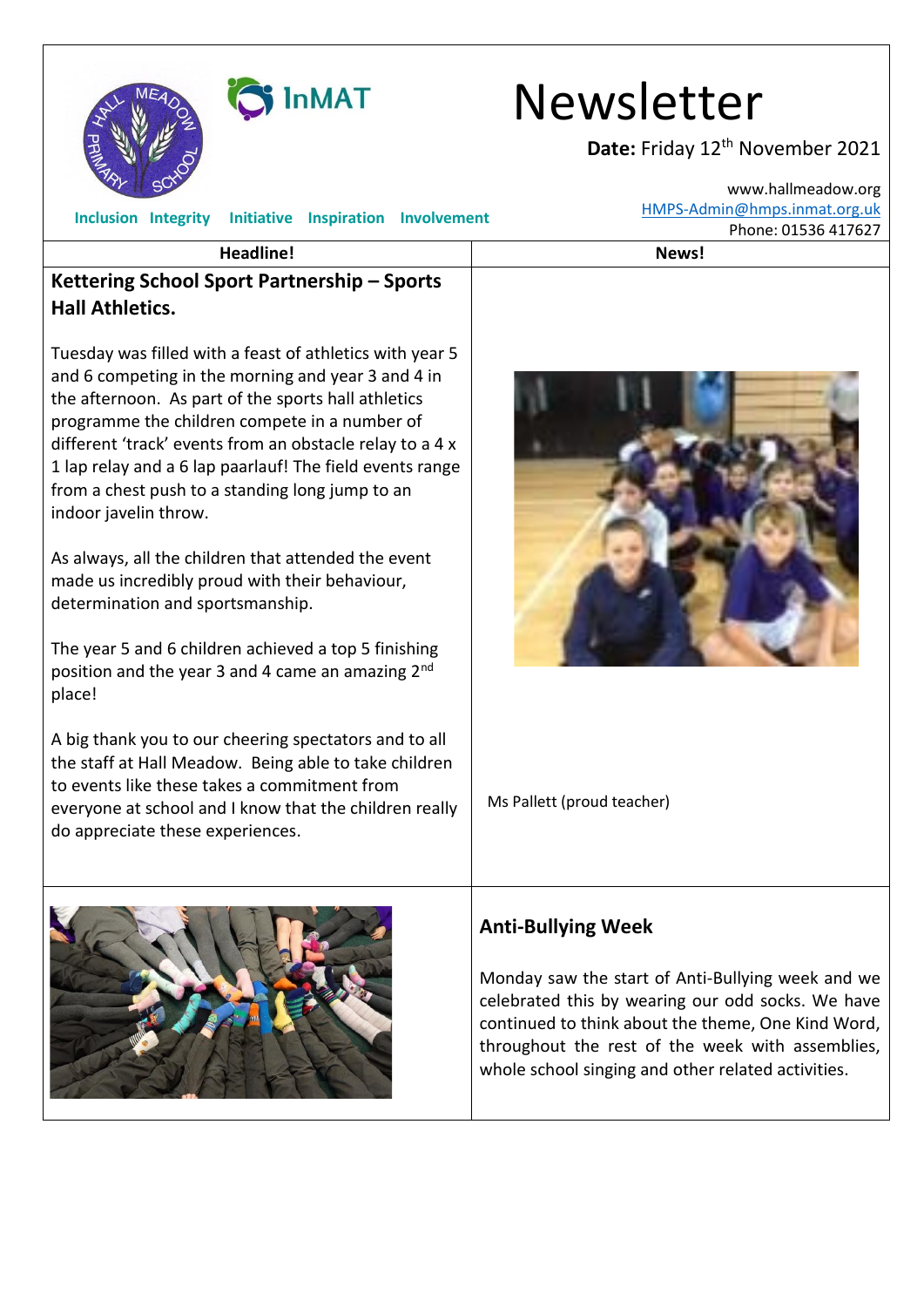InMAT

# Newsletter

**Date:** Friday 12th November 2021

www.hallmeadow.org
HMPS-Admin@hmps.inmat.org.uk
Phone: 01536 417627

**Inclusion Integrity Initiative Inspiration Involvement**

| Headline! | News! |
|---|---|

## Kettering School Sport Partnership – Sports Hall Athletics.

Tuesday was filled with a feast of athletics with year 5 and 6 competing in the morning and year 3 and 4 in the afternoon. As part of the sports hall athletics programme the children compete in a number of different 'track' events from an obstacle relay to a 4 x 1 lap relay and a 6 lap paarlauf! The field events range from a chest push to a standing long jump to an indoor javelin throw.

As always, all the children that attended the event made us incredibly proud with their behaviour, determination and sportsmanship.

The year 5 and 6 children achieved a top 5 finishing position and the year 3 and 4 came an amazing 2nd place!

A big thank you to our cheering spectators and to all the staff at Hall Meadow. Being able to take children to events like these takes a commitment from everyone at school and I know that the children really do appreciate these experiences.

Ms Pallett (proud teacher)

## Anti-Bullying Week

Monday saw the start of Anti-Bullying week and we celebrated this by wearing our odd socks. We have continued to think about the theme, One Kind Word, throughout the rest of the week with assemblies, whole school singing and other related activities.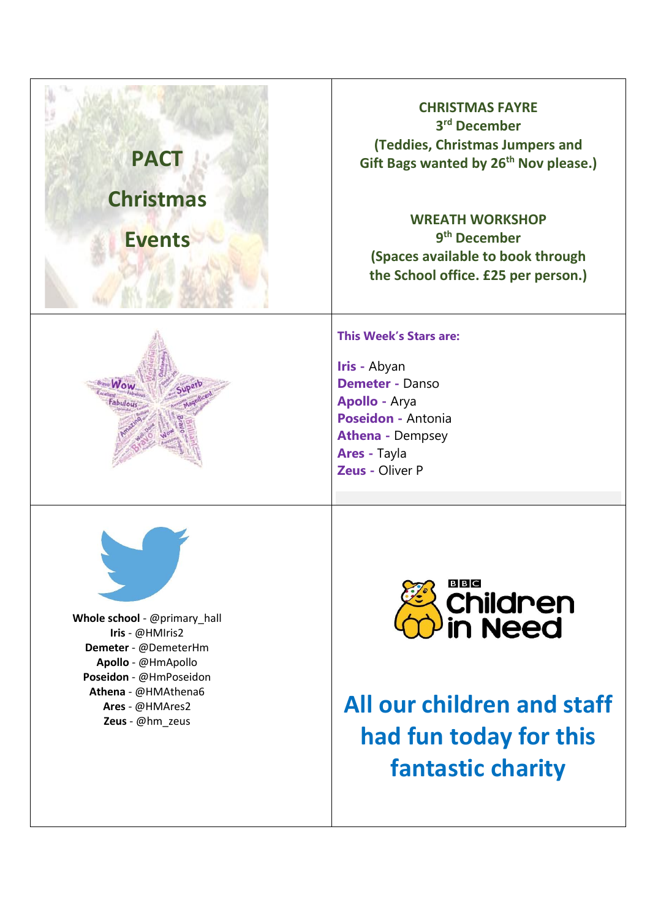## PACT Christmas Events

**CHRISTMAS FAYRE**
**3rd December**
**(Teddies, Christmas Jumpers and Gift Bags wanted by 26th Nov please.)**

**WREATH WORKSHOP**
**9th December**
**(Spaces available to book through the School office. £25 per person.)**

**This Week's Stars are:**

**Iris -** Abyan
**Demeter -** Danso
**Apollo -** Arya
**Poseidon -** Antonia
**Athena -** Dempsey
**Ares -** Tayla
**Zeus -** Oliver P

**Whole school** - @primary_hall
**Iris** - @HMIris2
**Demeter** - @DemeterHm
**Apollo** - @HmApollo
**Poseidon** - @HmPoseidon
**Athena** - @HMAthena6
**Ares** - @HMAres2
**Zeus** - @hm_zeus

BBC Children in Need

## All our children and staff had fun today for this fantastic charity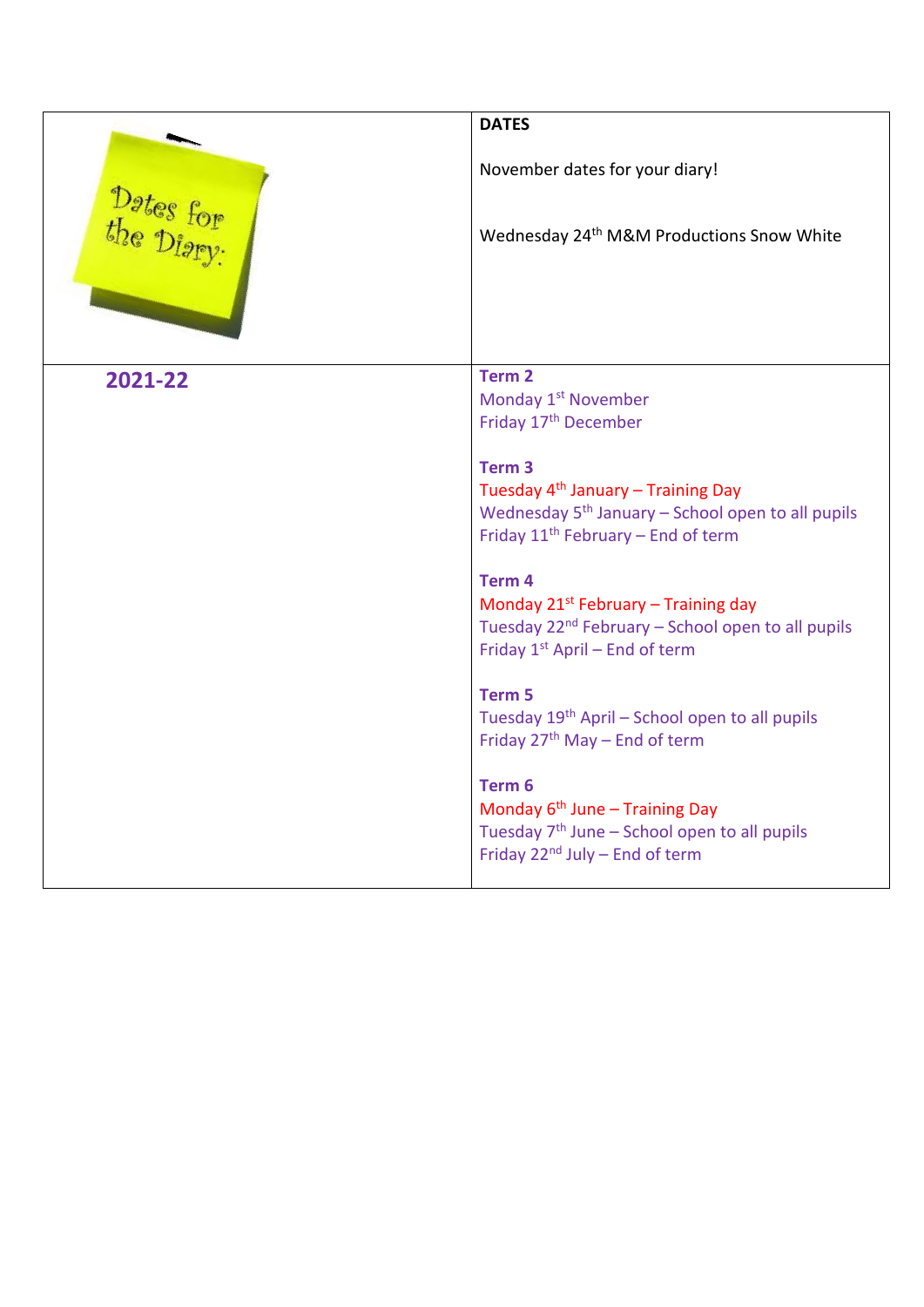| Dates for the Diary: | **DATES**<br><br>November dates for your diary!<br><br>Wednesday 24th M&M Productions Snow White |
|---|---|
| **2021-22** | **Term 2**<br>Monday 1st November<br>Friday 17th December<br><br>**Term 3**<br>Tuesday 4th January – Training Day<br>Wednesday 5th January – School open to all pupils<br>Friday 11th February – End of term<br><br>**Term 4**<br>Monday 21st February – Training day<br>Tuesday 22nd February – School open to all pupils<br>Friday 1st April – End of term<br><br>**Term 5**<br>Tuesday 19th April – School open to all pupils<br>Friday 27th May – End of term<br><br>**Term 6**<br>Monday 6th June – Training Day<br>Tuesday 7th June – School open to all pupils<br>Friday 22nd July – End of term |